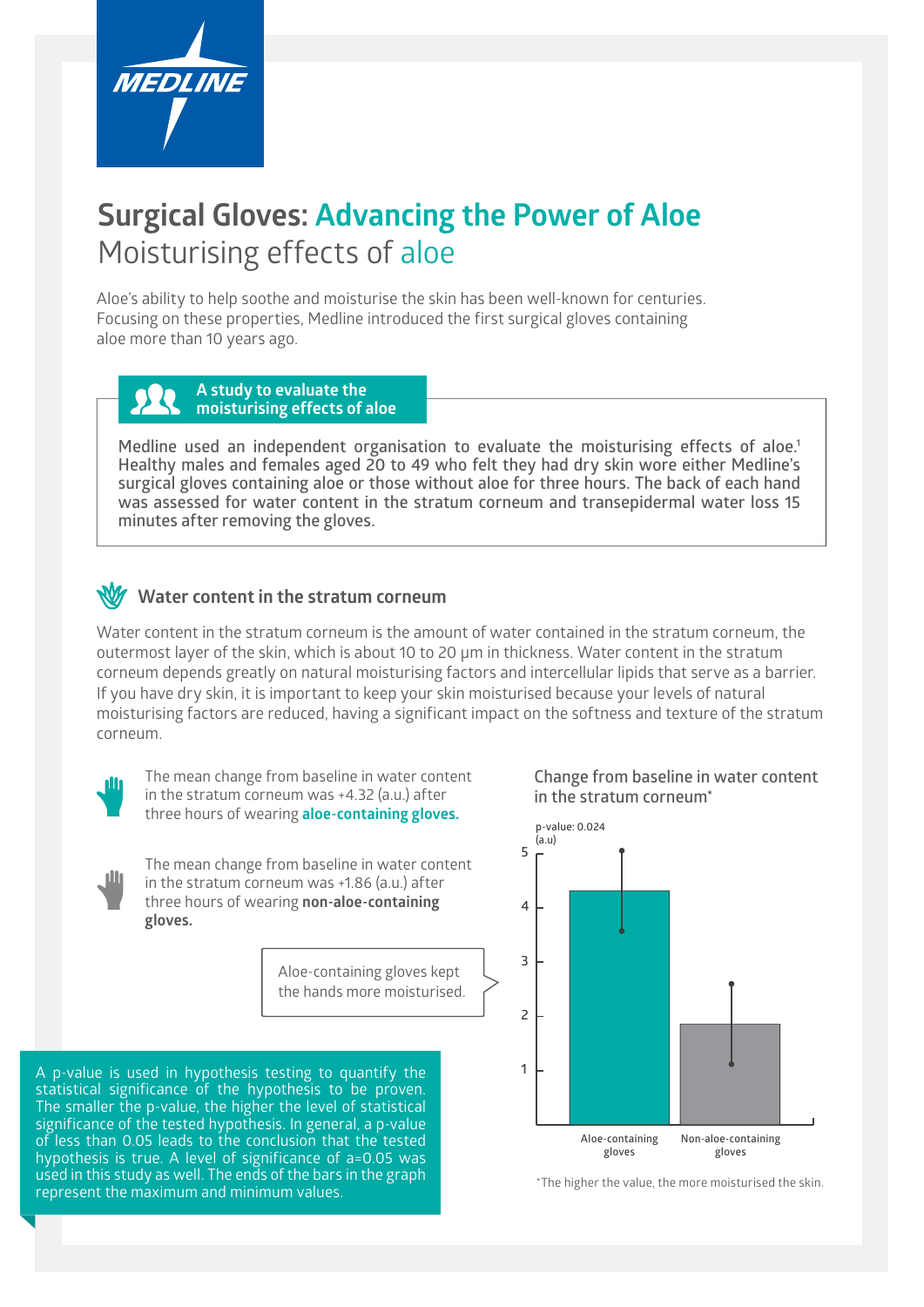MEDLINE

# Surgical Gloves: Advancing the Power of Aloe

## Moisturising effects of aloe

Aloe's ability to help soothe and moisturise the skin has been well-known for centuries. Focusing on these properties, Medline introduced the first surgical gloves containing aloe more than 10 years ago.

### A study to evaluate the moisturising effects of aloe

Medline used an independent organisation to evaluate the moisturising effects of aloe.[1] Healthy males and females aged 20 to 49 who felt they had dry skin wore either Medline's surgical gloves containing aloe or those without aloe for three hours. The back of each hand was assessed for water content in the stratum corneum and transepidermal water loss 15 minutes after removing the gloves.

### Water content in the stratum corneum

Water content in the stratum corneum is the amount of water contained in the stratum corneum, the outermost layer of the skin, which is about 10 to 20 μm in thickness. Water content in the stratum corneum depends greatly on natural moisturising factors and intercellular lipids that serve as a barrier. If you have dry skin, it is important to keep your skin moisturised because your levels of natural moisturising factors are reduced, having a significant impact on the softness and texture of the stratum corneum.

The mean change from baseline in water content in the stratum corneum was +4.32 (a.u.) after three hours of wearing **aloe-containing gloves.**

The mean change from baseline in water content in the stratum corneum was +1.86 (a.u.) after three hours of wearing **non-aloe-containing gloves.**

Aloe-containing gloves kept the hands more moisturised.

**Change from baseline in water content in the stratum corneum***

p-value: 0.024

| | (a.u) |
|---|---|
| Aloe-containing gloves | 4.32 |
| Non-aloe-containing gloves | 1.86 |

*The higher the value, the more moisturised the skin.

A p-value is used in hypothesis testing to quantify the statistical significance of the hypothesis to be proven. The smaller the p-value, the higher the level of statistical significance of the tested hypothesis. In general, a p-value of less than 0.05 leads to the conclusion that the tested hypothesis is true. A level of significance of a=0.05 was used in this study as well. The ends of the bars in the graph represent the maximum and minimum values.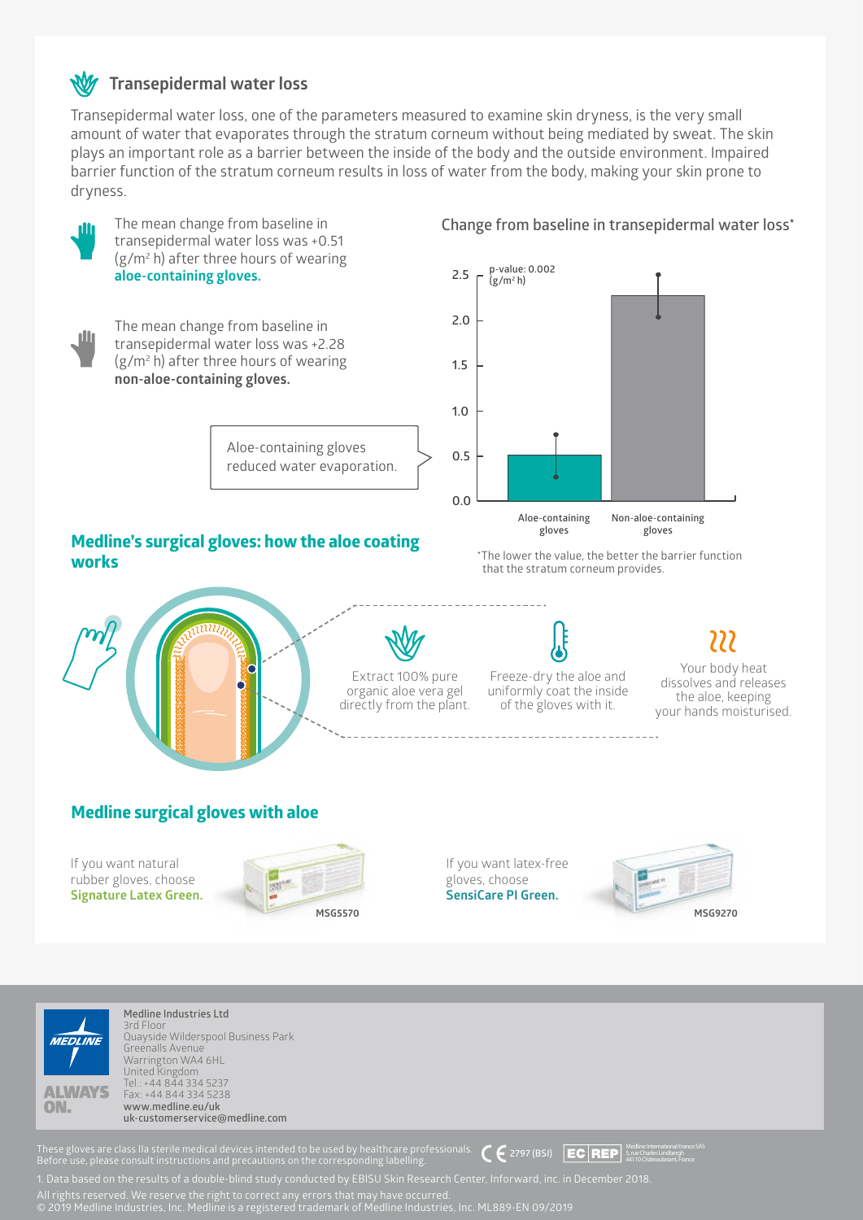## Transepidermal water loss

Transepidermal water loss, one of the parameters measured to examine skin dryness, is the very small amount of water that evaporates through the stratum corneum without being mediated by sweat. The skin plays an important role as a barrier between the inside of the body and the outside environment. Impaired barrier function of the stratum corneum results in loss of water from the body, making your skin prone to dryness.

The mean change from baseline in transepidermal water loss was +0.51 ($g/m^2$ h) after three hours of wearing **aloe-containing gloves.**

The mean change from baseline in transepidermal water loss was +2.28 ($g/m^2$ h) after three hours of wearing **non-aloe-containing gloves.**

Aloe-containing gloves reduced water evaporation.

### Change from baseline in transepidermal water loss*

p-value: 0.002
($g/m^2$ h)

2.5
2.0
1.5
1.0
0.5
0.0

Aloe-containing gloves
Non-aloe-containing gloves

*The lower the value, the better the barrier function that the stratum corneum provides.

## Medline's surgical gloves: how the aloe coating works

Extract 100% pure organic aloe vera gel directly from the plant.

Freeze-dry the aloe and uniformly coat the inside of the gloves with it.

Your body heat dissolves and releases the aloe, keeping your hands moisturised.

## Medline surgical gloves with aloe

If you want natural rubber gloves, choose **Signature Latex Green.**

MSG5570

If you want latex-free gloves, choose **SensiCare PI Green.**

MSG9270

**Medline Industries Ltd**
3rd Floor
Quayside Wilderspool Business Park
Greenalls Avenue
Warrington WA4 6HL
United Kingdom
Tel.: +44 844 334 5237
Fax: +44 844 334 5238
www.medline.eu/uk
uk-customerservice@medline.com

ALWAYS ON.

These gloves are class IIa sterile medical devices intended to be used by healthcare professionals. Before use, please consult instructions and precautions on the corresponding labelling.

CE 2797 (BSI)

EC REP Medline International France SAS 5, rue Charles Lindbergh 44110 Châteaubriant, France

1. Data based on the results of a double-blind study conducted by EBISU Skin Research Center, Inforward, inc. in December 2018.

All rights reserved. We reserve the right to correct any errors that may have occurred.
© 2019 Medline Industries, Inc. Medline is a registered trademark of Medline Industries, Inc. ML889-EN 09/2019